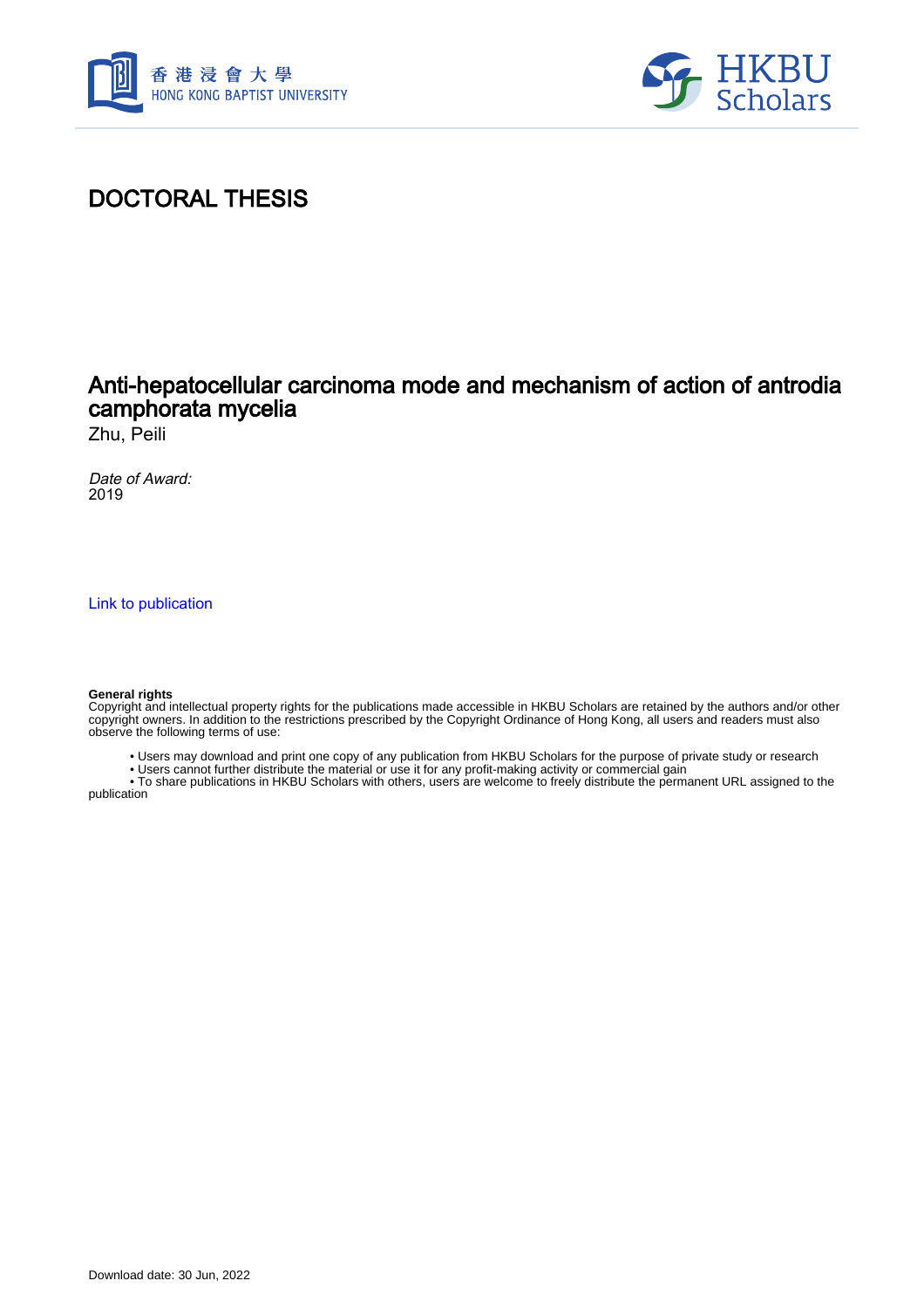# DOCTORAL THESIS

## Anti-hepatocellular carcinoma mode and mechanism of action of antrodia camphorata mycelia

Zhu, Peili

*Date of Award:*
2019

Link to publication

**General rights**
Copyright and intellectual property rights for the publications made accessible in HKBU Scholars are retained by the authors and/or other copyright owners. In addition to the restrictions prescribed by the Copyright Ordinance of Hong Kong, all users and readers must also observe the following terms of use:

- Users may download and print one copy of any publication from HKBU Scholars for the purpose of private study or research
- Users cannot further distribute the material or use it for any profit-making activity or commercial gain
- To share publications in HKBU Scholars with others, users are welcome to freely distribute the permanent URL assigned to the publication

Download date: 30 Jun, 2022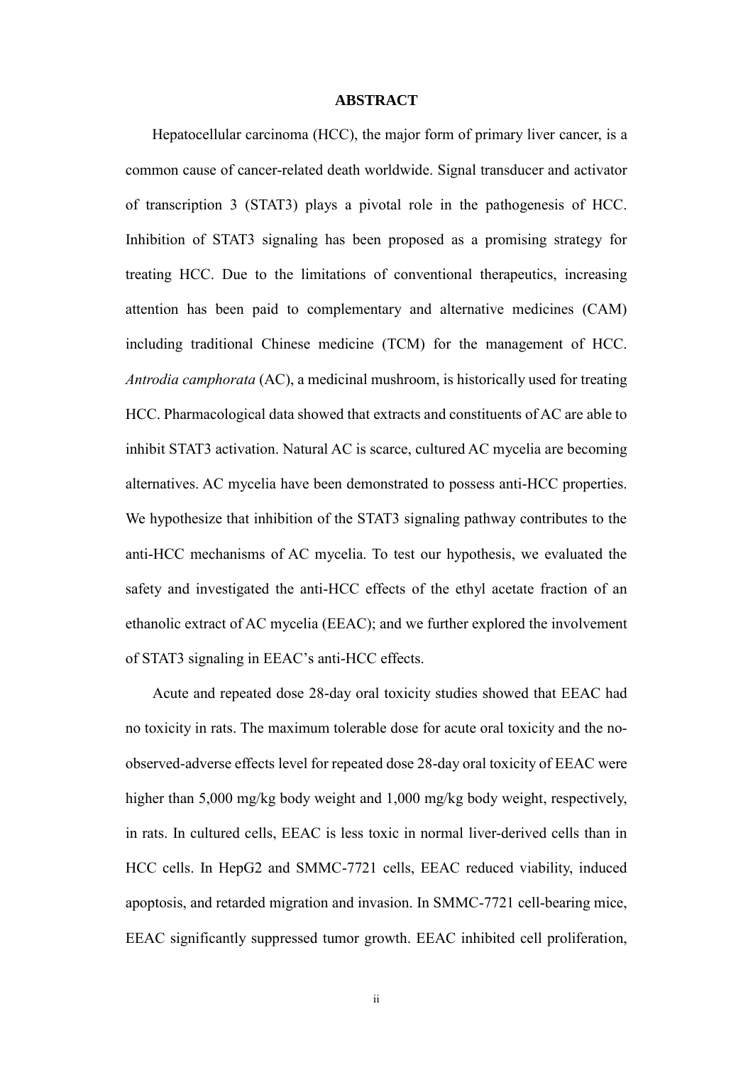# ABSTRACT

Hepatocellular carcinoma (HCC), the major form of primary liver cancer, is a common cause of cancer-related death worldwide. Signal transducer and activator of transcription 3 (STAT3) plays a pivotal role in the pathogenesis of HCC. Inhibition of STAT3 signaling has been proposed as a promising strategy for treating HCC. Due to the limitations of conventional therapeutics, increasing attention has been paid to complementary and alternative medicines (CAM) including traditional Chinese medicine (TCM) for the management of HCC. *Antrodia camphorata* (AC), a medicinal mushroom, is historically used for treating HCC. Pharmacological data showed that extracts and constituents of AC are able to inhibit STAT3 activation. Natural AC is scarce, cultured AC mycelia are becoming alternatives. AC mycelia have been demonstrated to possess anti-HCC properties. We hypothesize that inhibition of the STAT3 signaling pathway contributes to the anti-HCC mechanisms of AC mycelia. To test our hypothesis, we evaluated the safety and investigated the anti-HCC effects of the ethyl acetate fraction of an ethanolic extract of AC mycelia (EEAC); and we further explored the involvement of STAT3 signaling in EEAC's anti-HCC effects.

Acute and repeated dose 28-day oral toxicity studies showed that EEAC had no toxicity in rats. The maximum tolerable dose for acute oral toxicity and the no-observed-adverse effects level for repeated dose 28-day oral toxicity of EEAC were higher than 5,000 mg/kg body weight and 1,000 mg/kg body weight, respectively, in rats. In cultured cells, EEAC is less toxic in normal liver-derived cells than in HCC cells. In HepG2 and SMMC-7721 cells, EEAC reduced viability, induced apoptosis, and retarded migration and invasion. In SMMC-7721 cell-bearing mice, EEAC significantly suppressed tumor growth. EEAC inhibited cell proliferation,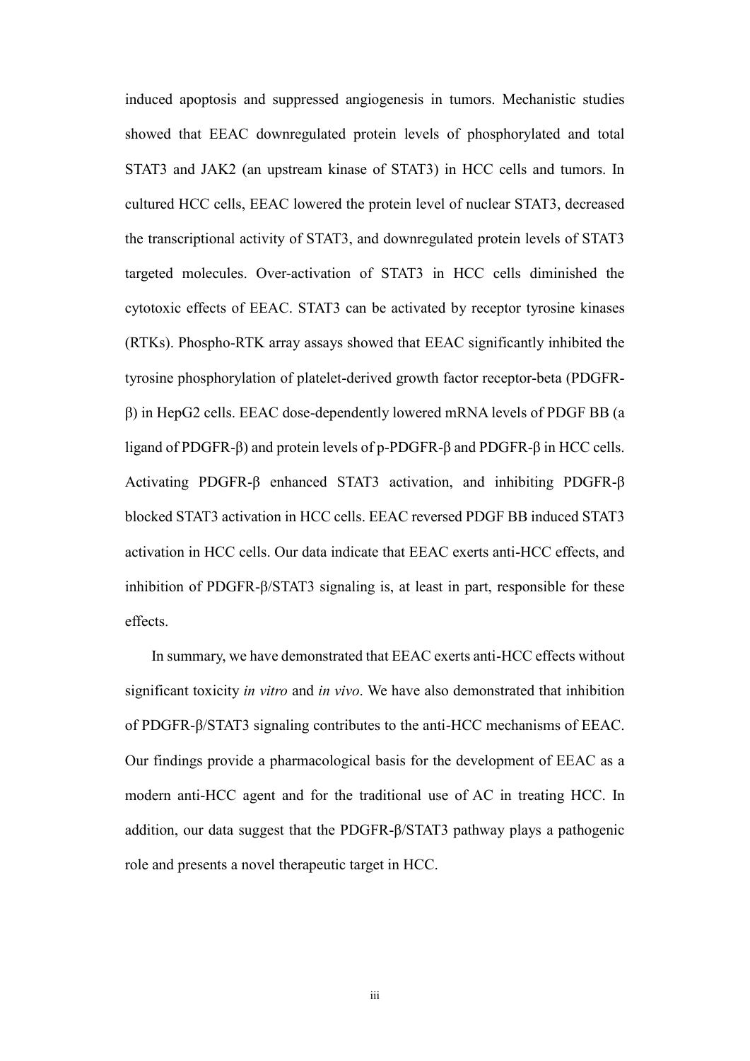induced apoptosis and suppressed angiogenesis in tumors. Mechanistic studies showed that EEAC downregulated protein levels of phosphorylated and total STAT3 and JAK2 (an upstream kinase of STAT3) in HCC cells and tumors. In cultured HCC cells, EEAC lowered the protein level of nuclear STAT3, decreased the transcriptional activity of STAT3, and downregulated protein levels of STAT3 targeted molecules. Over-activation of STAT3 in HCC cells diminished the cytotoxic effects of EEAC. STAT3 can be activated by receptor tyrosine kinases (RTKs). Phospho-RTK array assays showed that EEAC significantly inhibited the tyrosine phosphorylation of platelet-derived growth factor receptor-beta (PDGFR-β) in HepG2 cells. EEAC dose-dependently lowered mRNA levels of PDGF BB (a ligand of PDGFR-β) and protein levels of p-PDGFR-β and PDGFR-β in HCC cells. Activating PDGFR-β enhanced STAT3 activation, and inhibiting PDGFR-β blocked STAT3 activation in HCC cells. EEAC reversed PDGF BB induced STAT3 activation in HCC cells. Our data indicate that EEAC exerts anti-HCC effects, and inhibition of PDGFR-β/STAT3 signaling is, at least in part, responsible for these effects.

In summary, we have demonstrated that EEAC exerts anti-HCC effects without significant toxicity *in vitro* and *in vivo*. We have also demonstrated that inhibition of PDGFR-β/STAT3 signaling contributes to the anti-HCC mechanisms of EEAC. Our findings provide a pharmacological basis for the development of EEAC as a modern anti-HCC agent and for the traditional use of AC in treating HCC. In addition, our data suggest that the PDGFR-β/STAT3 pathway plays a pathogenic role and presents a novel therapeutic target in HCC.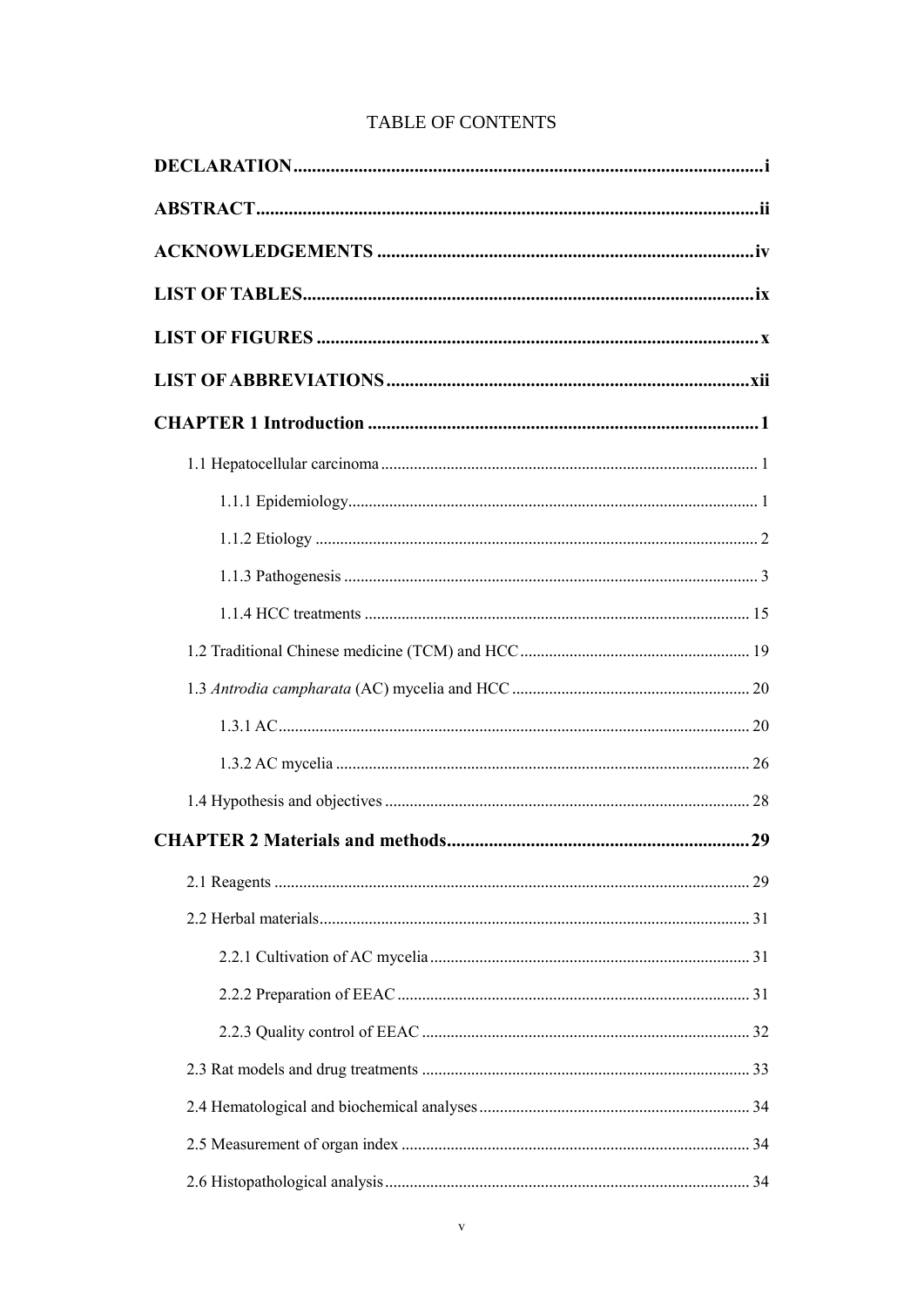# TABLE OF CONTENTS

**DECLARATION** .................................................................................................... i

**ABSTRACT** ........................................................................................................... ii

**ACKNOWLEDGEMENTS** ................................................................................. iv

**LIST OF TABLES** ................................................................................................ ix

**LIST OF FIGURES** ............................................................................................... x

**LIST OF ABBREVIATIONS** ............................................................................. xii

**CHAPTER 1 Introduction** .................................................................................... 1

- 1.1 Hepatocellular carcinoma ........................................................................................... 1
  - 1.1.1 Epidemiology ................................................................................................... 1
  - 1.1.2 Etiology ........................................................................................................... 2
  - 1.1.3 Pathogenesis .................................................................................................... 3
  - 1.1.4 HCC treatments ............................................................................................. 15
- 1.2 Traditional Chinese medicine (TCM) and HCC ....................................................... 19
- 1.3 *Antrodia campharata* (AC) mycelia and HCC ......................................................... 20
  - 1.3.1 AC .................................................................................................................. 20
  - 1.3.2 AC mycelia .................................................................................................... 26
- 1.4 Hypothesis and objectives ........................................................................................ 28

**CHAPTER 2 Materials and methods** ................................................................. 29

- 2.1 Reagents ................................................................................................................... 29
- 2.2 Herbal materials ........................................................................................................ 31
  - 2.2.1 Cultivation of AC mycelia ............................................................................. 31
  - 2.2.2 Preparation of EEAC ..................................................................................... 31
  - 2.2.3 Quality control of EEAC ............................................................................... 32
- 2.3 Rat models and drug treatments ............................................................................... 33
- 2.4 Hematological and biochemical analyses ................................................................. 34
- 2.5 Measurement of organ index .................................................................................... 34
- 2.6 Histopathological analysis ........................................................................................ 34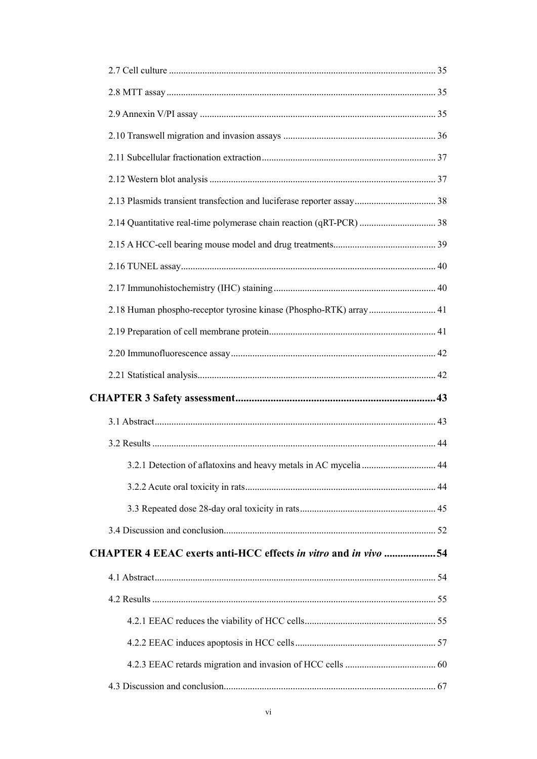2.7 Cell culture ............................................................................................................... 35

2.8 MTT assay ................................................................................................................ 35

2.9 Annexin V/PI assay .................................................................................................. 35

2.10 Transwell migration and invasion assays ............................................................... 36

2.11 Subcellular fractionation extraction ......................................................................... 37

2.12 Western blot analysis .............................................................................................. 37

2.13 Plasmids transient transfection and luciferase reporter assay .................................. 38

2.14 Quantitative real-time polymerase chain reaction (qRT-PCR) ................................ 38

2.15 A HCC-cell bearing mouse model and drug treatments ........................................... 39

2.16 TUNEL assay .......................................................................................................... 40

2.17 Immunohistochemistry (IHC) staining .................................................................... 40

2.18 Human phospho-receptor tyrosine kinase (Phospho-RTK) array ............................ 41

2.19 Preparation of cell membrane protein ..................................................................... 41

2.20 Immunofluorescence assay ..................................................................................... 42

2.21 Statistical analysis ................................................................................................... 42

**CHAPTER 3 Safety assessment ......................................................................... 43**

3.1 Abstract ..................................................................................................................... 43

3.2 Results ...................................................................................................................... 44

3.2.1 Detection of aflatoxins and heavy metals in AC mycelia ............................... 44

3.2.2 Acute oral toxicity in rats ............................................................................... 44

3.3 Repeated dose 28-day oral toxicity in rats ......................................................... 45

3.4 Discussion and conclusion ........................................................................................ 52

**CHAPTER 4 EEAC exerts anti-HCC effects *in vitro* and *in vivo* .................. 54**

4.1 Abstract ..................................................................................................................... 54

4.2 Results ...................................................................................................................... 55

4.2.1 EEAC reduces the viability of HCC cells ....................................................... 55

4.2.2 EEAC induces apoptosis in HCC cells ........................................................... 57

4.2.3 EEAC retards migration and invasion of HCC cells ...................................... 60

4.3 Discussion and conclusion ........................................................................................ 67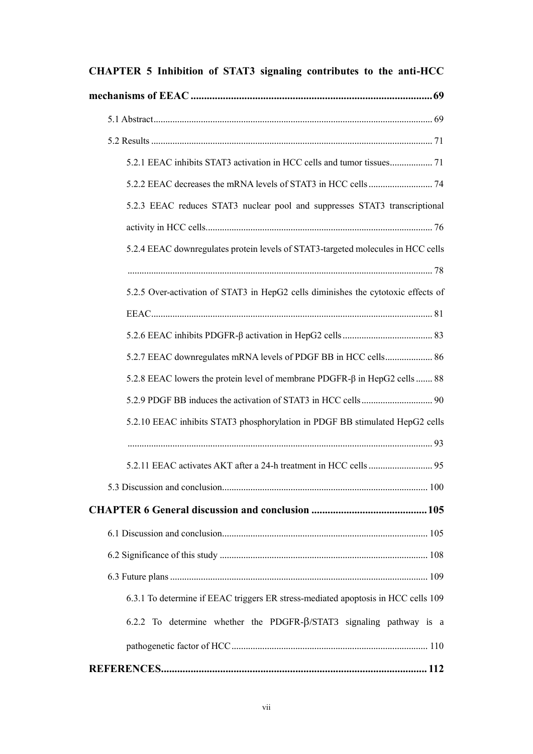**CHAPTER 5 Inhibition of STAT3 signaling contributes to the anti-HCC mechanisms of EEAC .......................................................................................... 69**

5.1 Abstract.................................................................................................................... 69

5.2 Results ..................................................................................................................... 71

5.2.1 EEAC inhibits STAT3 activation in HCC cells and tumor tissues.................. 71

5.2.2 EEAC decreases the mRNA levels of STAT3 in HCC cells ........................... 74

5.2.3 EEAC reduces STAT3 nuclear pool and suppresses STAT3 transcriptional activity in HCC cells.............................................................................................. 76

5.2.4 EEAC downregulates protein levels of STAT3-targeted molecules in HCC cells ............................................................................................................................... 78

5.2.5 Over-activation of STAT3 in HepG2 cells diminishes the cytotoxic effects of EEAC...................................................................................................................... 81

5.2.6 EEAC inhibits PDGFR-β activation in HepG2 cells ...................................... 83

5.2.7 EEAC downregulates mRNA levels of PDGF BB in HCC cells.................... 86

5.2.8 EEAC lowers the protein level of membrane PDGFR-β in HepG2 cells ....... 88

5.2.9 PDGF BB induces the activation of STAT3 in HCC cells ............................. 90

5.2.10 EEAC inhibits STAT3 phosphorylation in PDGF BB stimulated HepG2 cells ............................................................................................................................... 93

5.2.11 EEAC activates AKT after a 24-h treatment in HCC cells ........................... 95

5.3 Discussion and conclusion...................................................................................... 100

**CHAPTER 6 General discussion and conclusion ........................................... 105**

6.1 Discussion and conclusion...................................................................................... 105

6.2 Significance of this study ....................................................................................... 108

6.3 Future plans ............................................................................................................ 109

6.3.1 To determine if EEAC triggers ER stress-mediated apoptosis in HCC cells 109

6.2.2 To determine whether the PDGFR-β/STAT3 signaling pathway is a pathogenetic factor of HCC .................................................................................. 110

**REFERENCES.................................................................................................. 112**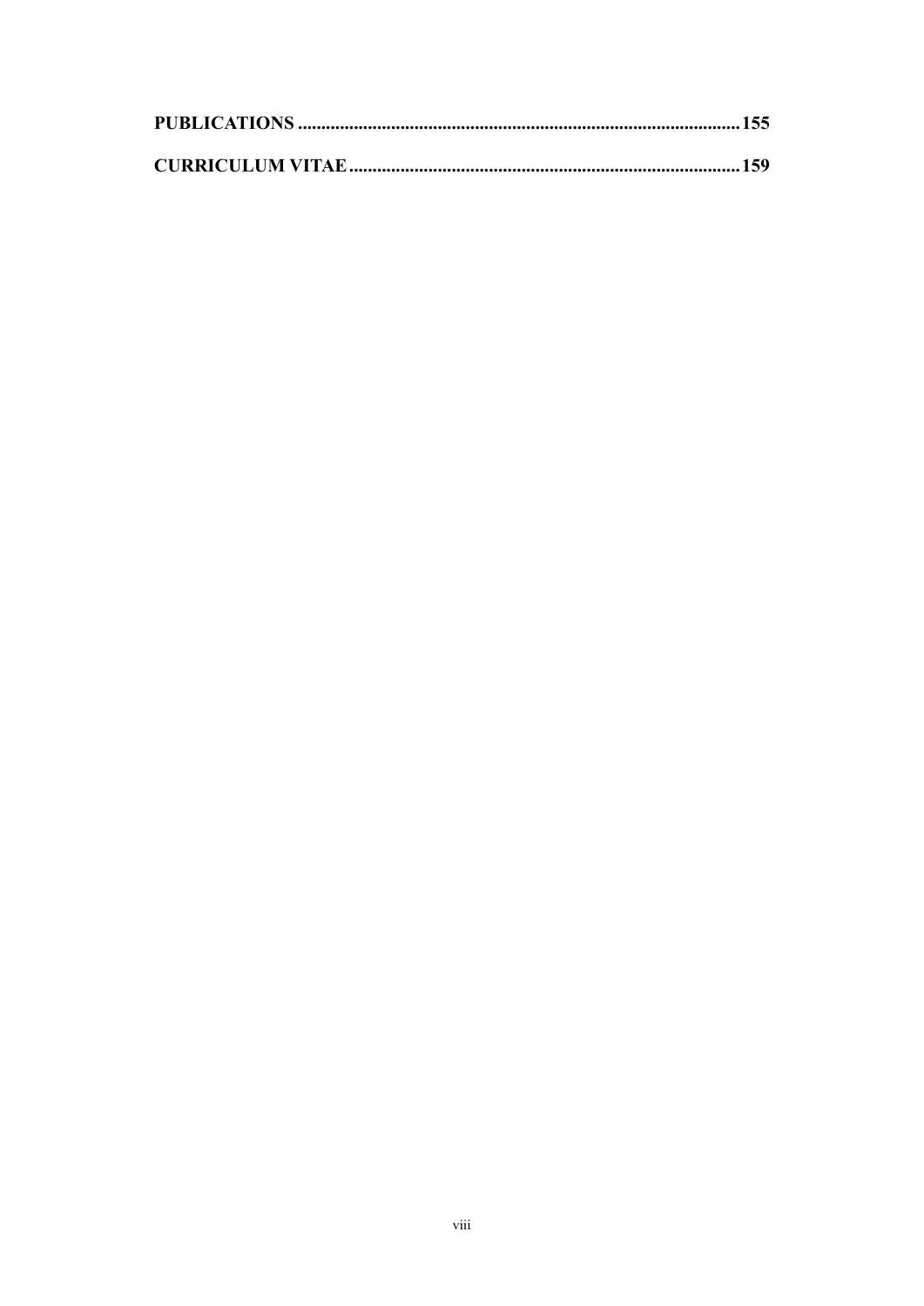**PUBLICATIONS** .............................................................................................. **155**

**CURRICULUM VITAE** .................................................................................... **159**